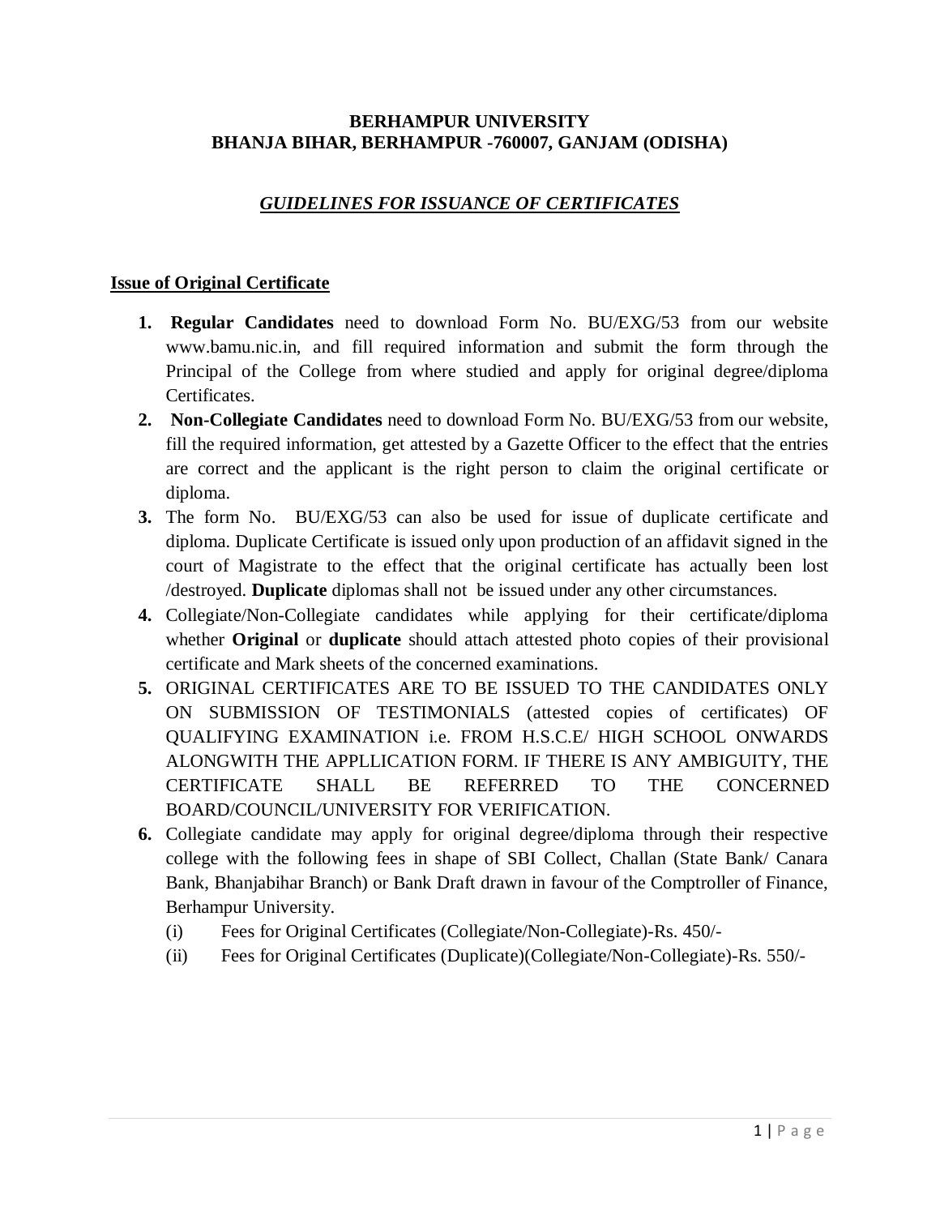**BERHAMPUR UNIVERSITY**
**BHANJA BIHAR, BERHAMPUR -760007, GANJAM (ODISHA)**

***GUIDELINES FOR ISSUANCE OF CERTIFICATES***

## Issue of Original Certificate

1. **Regular Candidates** need to download Form No. BU/EXG/53 from our website www.bamu.nic.in, and fill required information and submit the form through the Principal of the College from where studied and apply for original degree/diploma Certificates.
2. **Non-Collegiate Candidates** need to download Form No. BU/EXG/53 from our website, fill the required information, get attested by a Gazette Officer to the effect that the entries are correct and the applicant is the right person to claim the original certificate or diploma.
3. The form No. BU/EXG/53 can also be used for issue of duplicate certificate and diploma. Duplicate Certificate is issued only upon production of an affidavit signed in the court of Magistrate to the effect that the original certificate has actually been lost /destroyed. **Duplicate** diplomas shall not be issued under any other circumstances.
4. Collegiate/Non-Collegiate candidates while applying for their certificate/diploma whether **Original** or **duplicate** should attach attested photo copies of their provisional certificate and Mark sheets of the concerned examinations.
5. ORIGINAL CERTIFICATES ARE TO BE ISSUED TO THE CANDIDATES ONLY ON SUBMISSION OF TESTIMONIALS (attested copies of certificates) OF QUALIFYING EXAMINATION i.e. FROM H.S.C.E/ HIGH SCHOOL ONWARDS ALONGWITH THE APPLLICATION FORM. IF THERE IS ANY AMBIGUITY, THE CERTIFICATE SHALL BE REFERRED TO THE CONCERNED BOARD/COUNCIL/UNIVERSITY FOR VERIFICATION.
6. Collegiate candidate may apply for original degree/diploma through their respective college with the following fees in shape of SBI Collect, Challan (State Bank/ Canara Bank, Bhanjabihar Branch) or Bank Draft drawn in favour of the Comptroller of Finance, Berhampur University.
   (i) Fees for Original Certificates (Collegiate/Non-Collegiate)-Rs. 450/-
   (ii) Fees for Original Certificates (Duplicate)(Collegiate/Non-Collegiate)-Rs. 550/-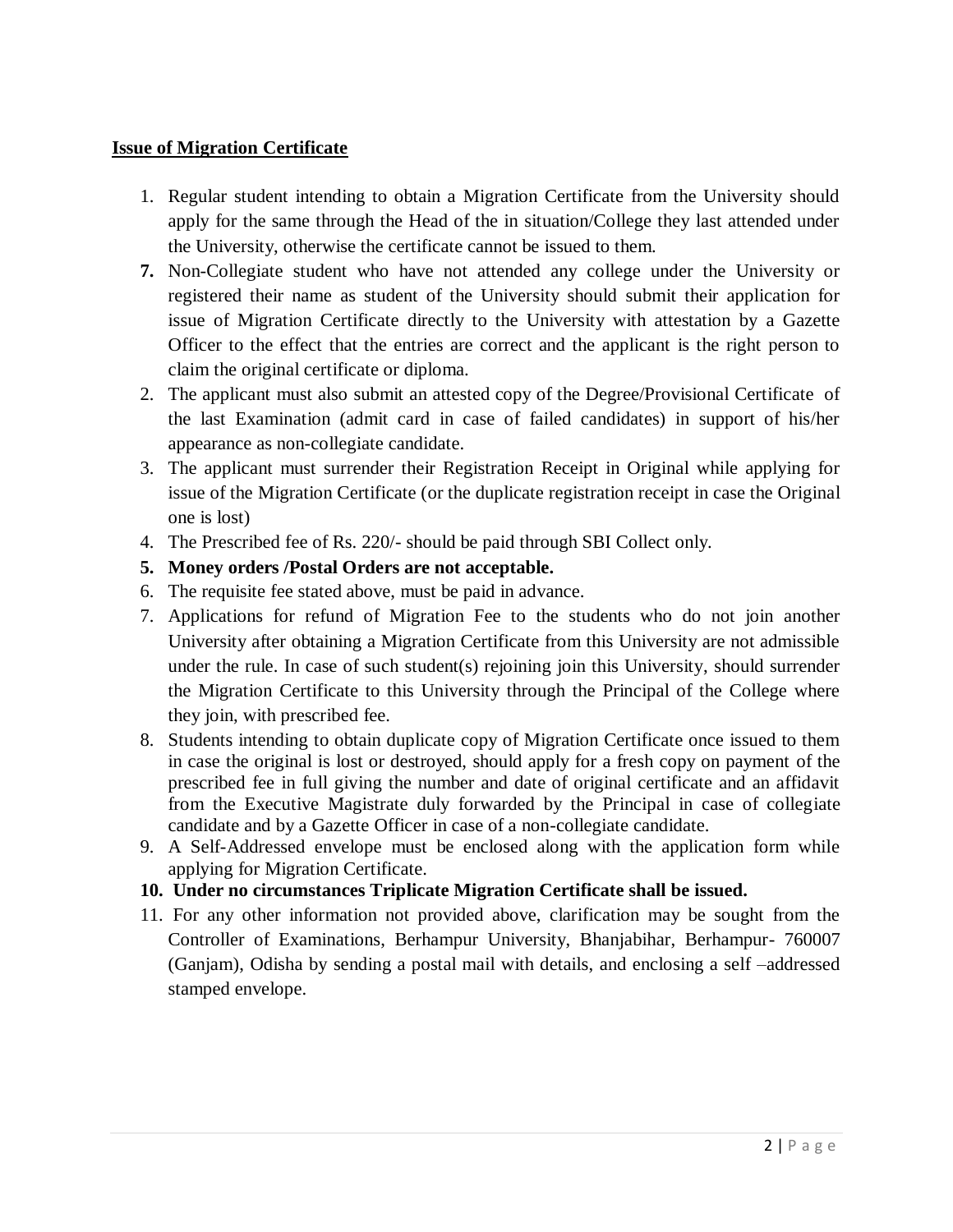**Issue of Migration Certificate**

1. Regular student intending to obtain a Migration Certificate from the University should apply for the same through the Head of the in situation/College they last attended under the University, otherwise the certificate cannot be issued to them.

**7.** Non-Collegiate student who have not attended any college under the University or registered their name as student of the University should submit their application for issue of Migration Certificate directly to the University with attestation by a Gazette Officer to the effect that the entries are correct and the applicant is the right person to claim the original certificate or diploma.

2. The applicant must also submit an attested copy of the Degree/Provisional Certificate of the last Examination (admit card in case of failed candidates) in support of his/her appearance as non-collegiate candidate.

3. The applicant must surrender their Registration Receipt in Original while applying for issue of the Migration Certificate (or the duplicate registration receipt in case the Original one is lost)

4. The Prescribed fee of Rs. 220/- should be paid through SBI Collect only.

**5. Money orders /Postal Orders are not acceptable.**

6. The requisite fee stated above, must be paid in advance.

7. Applications for refund of Migration Fee to the students who do not join another University after obtaining a Migration Certificate from this University are not admissible under the rule. In case of such student(s) rejoining join this University, should surrender the Migration Certificate to this University through the Principal of the College where they join, with prescribed fee.

8. Students intending to obtain duplicate copy of Migration Certificate once issued to them in case the original is lost or destroyed, should apply for a fresh copy on payment of the prescribed fee in full giving the number and date of original certificate and an affidavit from the Executive Magistrate duly forwarded by the Principal in case of collegiate candidate and by a Gazette Officer in case of a non-collegiate candidate.

9. A Self-Addressed envelope must be enclosed along with the application form while applying for Migration Certificate.

**10. Under no circumstances Triplicate Migration Certificate shall be issued.**

11. For any other information not provided above, clarification may be sought from the Controller of Examinations, Berhampur University, Bhanjabihar, Berhampur- 760007 (Ganjam), Odisha by sending a postal mail with details, and enclosing a self –addressed stamped envelope.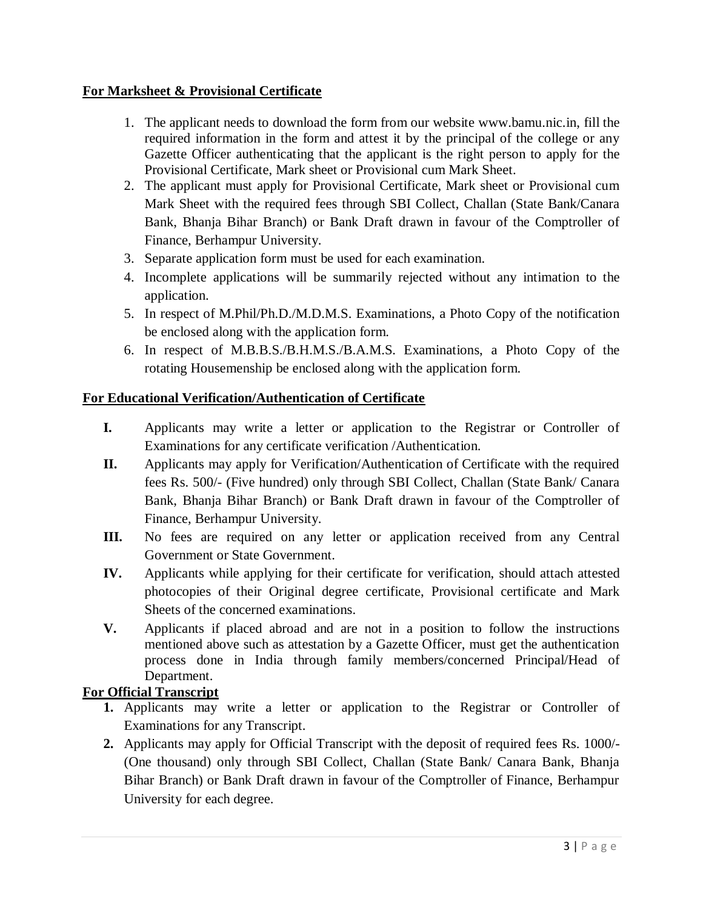**For Marksheet & Provisional Certificate**

1. The applicant needs to download the form from our website www.bamu.nic.in, fill the required information in the form and attest it by the principal of the college or any Gazette Officer authenticating that the applicant is the right person to apply for the Provisional Certificate, Mark sheet or Provisional cum Mark Sheet.
2. The applicant must apply for Provisional Certificate, Mark sheet or Provisional cum Mark Sheet with the required fees through SBI Collect, Challan (State Bank/Canara Bank, Bhanja Bihar Branch) or Bank Draft drawn in favour of the Comptroller of Finance, Berhampur University.
3. Separate application form must be used for each examination.
4. Incomplete applications will be summarily rejected without any intimation to the application.
5. In respect of M.Phil/Ph.D./M.D.M.S. Examinations, a Photo Copy of the notification be enclosed along with the application form.
6. In respect of M.B.B.S./B.H.M.S./B.A.M.S. Examinations, a Photo Copy of the rotating Housemenship be enclosed along with the application form.

**For Educational Verification/Authentication of Certificate**

- **I.** Applicants may write a letter or application to the Registrar or Controller of Examinations for any certificate verification /Authentication.
- **II.** Applicants may apply for Verification/Authentication of Certificate with the required fees Rs. 500/- (Five hundred) only through SBI Collect, Challan (State Bank/ Canara Bank, Bhanja Bihar Branch) or Bank Draft drawn in favour of the Comptroller of Finance, Berhampur University.
- **III.** No fees are required on any letter or application received from any Central Government or State Government.
- **IV.** Applicants while applying for their certificate for verification, should attach attested photocopies of their Original degree certificate, Provisional certificate and Mark Sheets of the concerned examinations.
- **V.** Applicants if placed abroad and are not in a position to follow the instructions mentioned above such as attestation by a Gazette Officer, must get the authentication process done in India through family members/concerned Principal/Head of Department.

**For Official Transcript**

1. Applicants may write a letter or application to the Registrar or Controller of Examinations for any Transcript.
2. Applicants may apply for Official Transcript with the deposit of required fees Rs. 1000/- (One thousand) only through SBI Collect, Challan (State Bank/ Canara Bank, Bhanja Bihar Branch) or Bank Draft drawn in favour of the Comptroller of Finance, Berhampur University for each degree.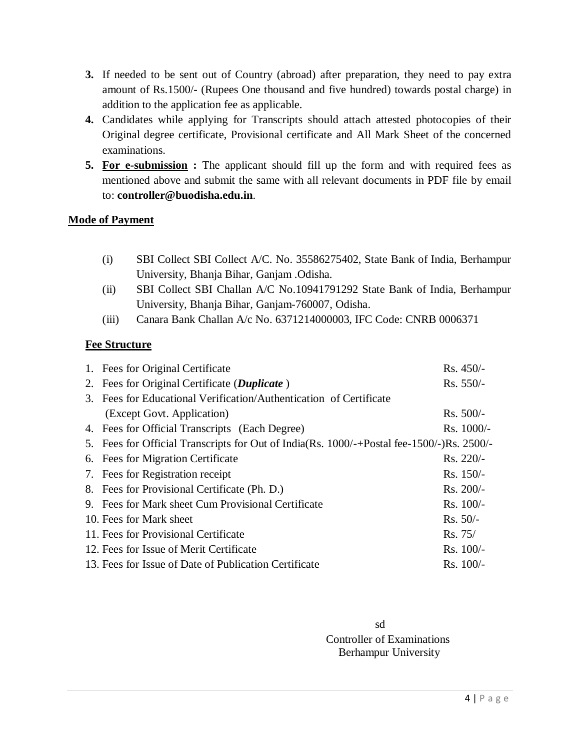3. If needed to be sent out of Country (abroad) after preparation, they need to pay extra amount of Rs.1500/- (Rupees One thousand and five hundred) towards postal charge) in addition to the application fee as applicable.
4. Candidates while applying for Transcripts should attach attested photocopies of their Original degree certificate, Provisional certificate and All Mark Sheet of the concerned examinations.
5. **<u>For e-submission</u> :** The applicant should fill up the form and with required fees as mentioned above and submit the same with all relevant documents in PDF file by email to: **controller@buodisha.edu.in**.

**<u>Mode of Payment</u>**

(i) SBI Collect SBI Collect A/C. No. 35586275402, State Bank of India, Berhampur University, Bhanja Bihar, Ganjam .Odisha.

(ii) SBI Collect SBI Challan A/C No.10941791292 State Bank of India, Berhampur University, Bhanja Bihar, Ganjam-760007, Odisha.

(iii) Canara Bank Challan A/c No. 6371214000003, IFC Code: CNRB 0006371

**<u>Fee Structure</u>**

| | |
|---|---|
| 1. Fees for Original Certificate | Rs. 450/- |
| 2. Fees for Original Certificate (***Duplicate*** ) | Rs. 550/- |
| 3. Fees for Educational Verification/Authentication of Certificate (Except Govt. Application) | Rs. 500/- |
| 4. Fees for Official Transcripts (Each Degree) | Rs. 1000/- |
| 5. Fees for Official Transcripts for Out of India(Rs. 1000/-+Postal fee-1500/-) | Rs. 2500/- |
| 6. Fees for Migration Certificate | Rs. 220/- |
| 7. Fees for Registration receipt | Rs. 150/- |
| 8. Fees for Provisional Certificate (Ph. D.) | Rs. 200/- |
| 9. Fees for Mark sheet Cum Provisional Certificate | Rs. 100/- |
| 10. Fees for Mark sheet | Rs. 50/- |
| 11. Fees for Provisional Certificate | Rs. 75/ |
| 12. Fees for Issue of Merit Certificate | Rs. 100/- |
| 13. Fees for Issue of Date of Publication Certificate | Rs. 100/- |

sd

Controller of Examinations

Berhampur University